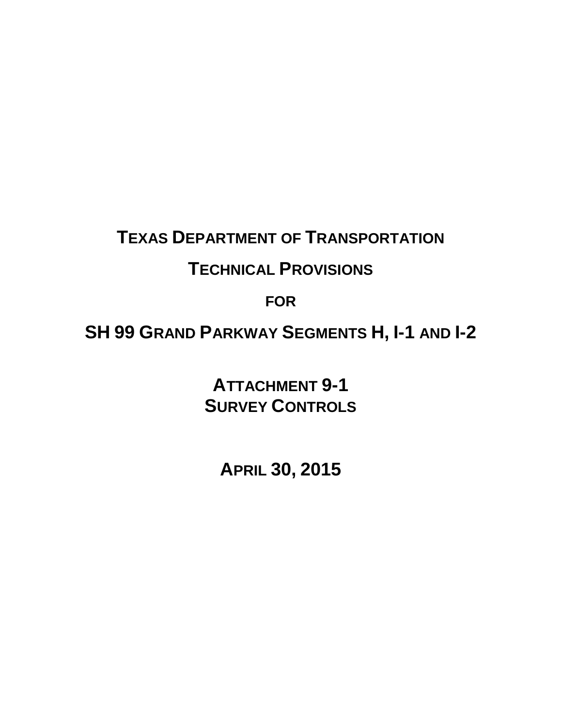# TEXAS DEPARTMENT OF TRANSPORTATION

# TECHNICAL PROVISIONS

**FOR**

# SH 99 GRAND PARKWAY SEGMENTS H, I-1 AND I-2

## ATTACHMENT 9-1
## SURVEY CONTROLS

**APRIL 30, 2015**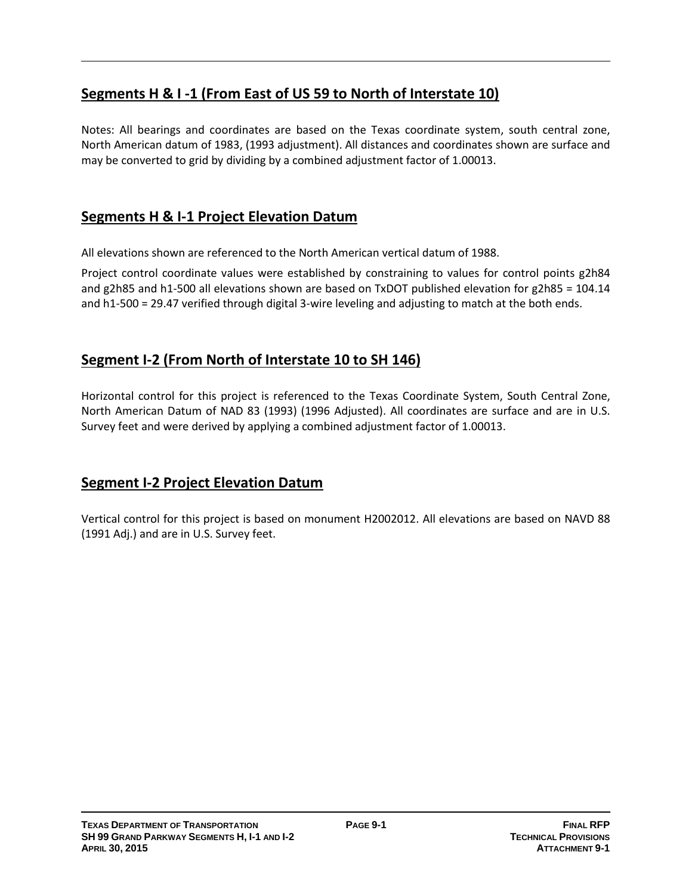## Segments H & I -1 (From East of US 59 to North of Interstate 10)

Notes: All bearings and coordinates are based on the Texas coordinate system, south central zone, North American datum of 1983, (1993 adjustment). All distances and coordinates shown are surface and may be converted to grid by dividing by a combined adjustment factor of 1.00013.

## Segments H & I-1 Project Elevation Datum

All elevations shown are referenced to the North American vertical datum of 1988.

Project control coordinate values were established by constraining to values for control points g2h84 and g2h85 and h1-500 all elevations shown are based on TxDOT published elevation for g2h85 = 104.14 and h1-500 = 29.47 verified through digital 3-wire leveling and adjusting to match at the both ends.

## Segment I-2 (From North of Interstate 10 to SH 146)

Horizontal control for this project is referenced to the Texas Coordinate System, South Central Zone, North American Datum of NAD 83 (1993) (1996 Adjusted). All coordinates are surface and are in U.S. Survey feet and were derived by applying a combined adjustment factor of 1.00013.

## Segment I-2 Project Elevation Datum

Vertical control for this project is based on monument H2002012. All elevations are based on NAVD 88 (1991 Adj.) and are in U.S. Survey feet.